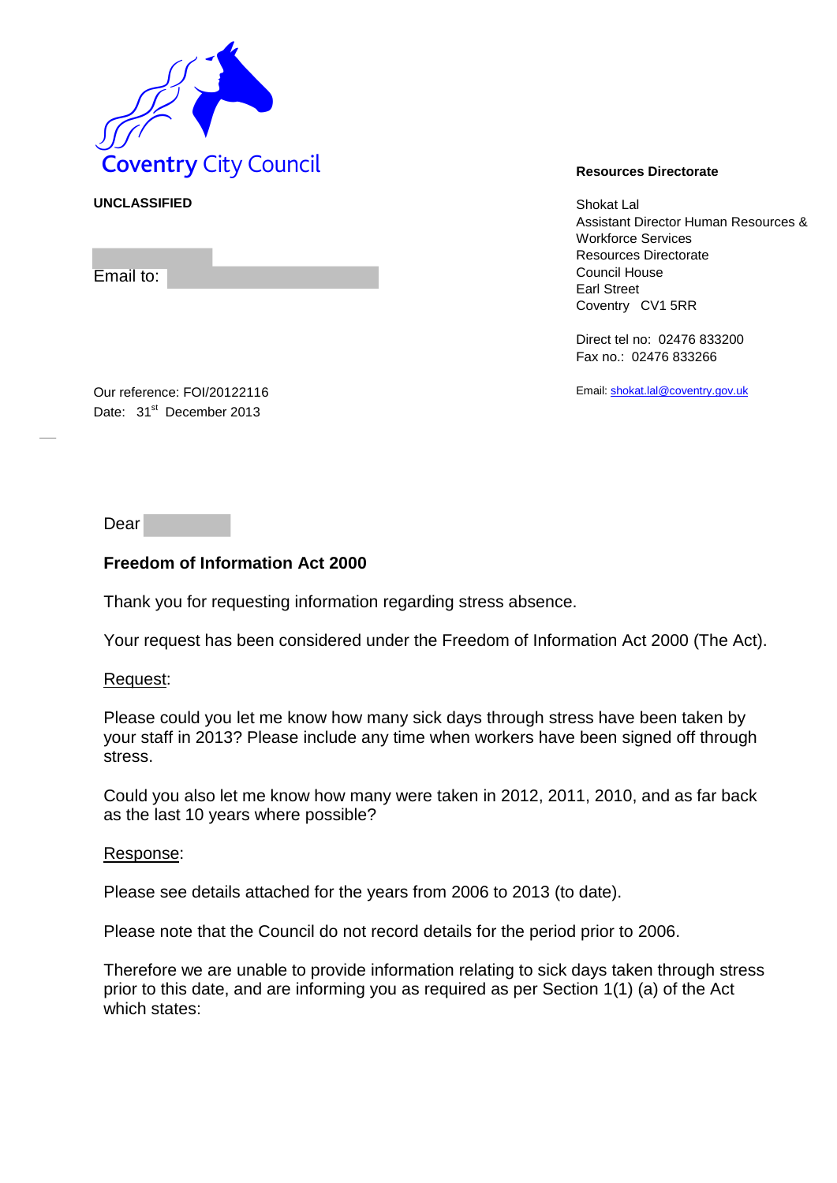Coventry City Council

**UNCLASSIFIED**

Email to:

**Resources Directorate**

Shokat Lal
Assistant Director Human Resources & Workforce Services
Resources Directorate
Council House
Earl Street
Coventry CV1 5RR

Direct tel no: 02476 833200
Fax no.: 02476 833266

Email: shokat.lal@coventry.gov.uk

Our reference: FOI/20122116
Date: 31st December 2013

Dear

**Freedom of Information Act 2000**

Thank you for requesting information regarding stress absence.

Your request has been considered under the Freedom of Information Act 2000 (The Act).

Request:

Please could you let me know how many sick days through stress have been taken by your staff in 2013? Please include any time when workers have been signed off through stress.

Could you also let me know how many were taken in 2012, 2011, 2010, and as far back as the last 10 years where possible?

Response:

Please see details attached for the years from 2006 to 2013 (to date).

Please note that the Council do not record details for the period prior to 2006.

Therefore we are unable to provide information relating to sick days taken through stress prior to this date, and are informing you as required as per Section 1(1) (a) of the Act which states: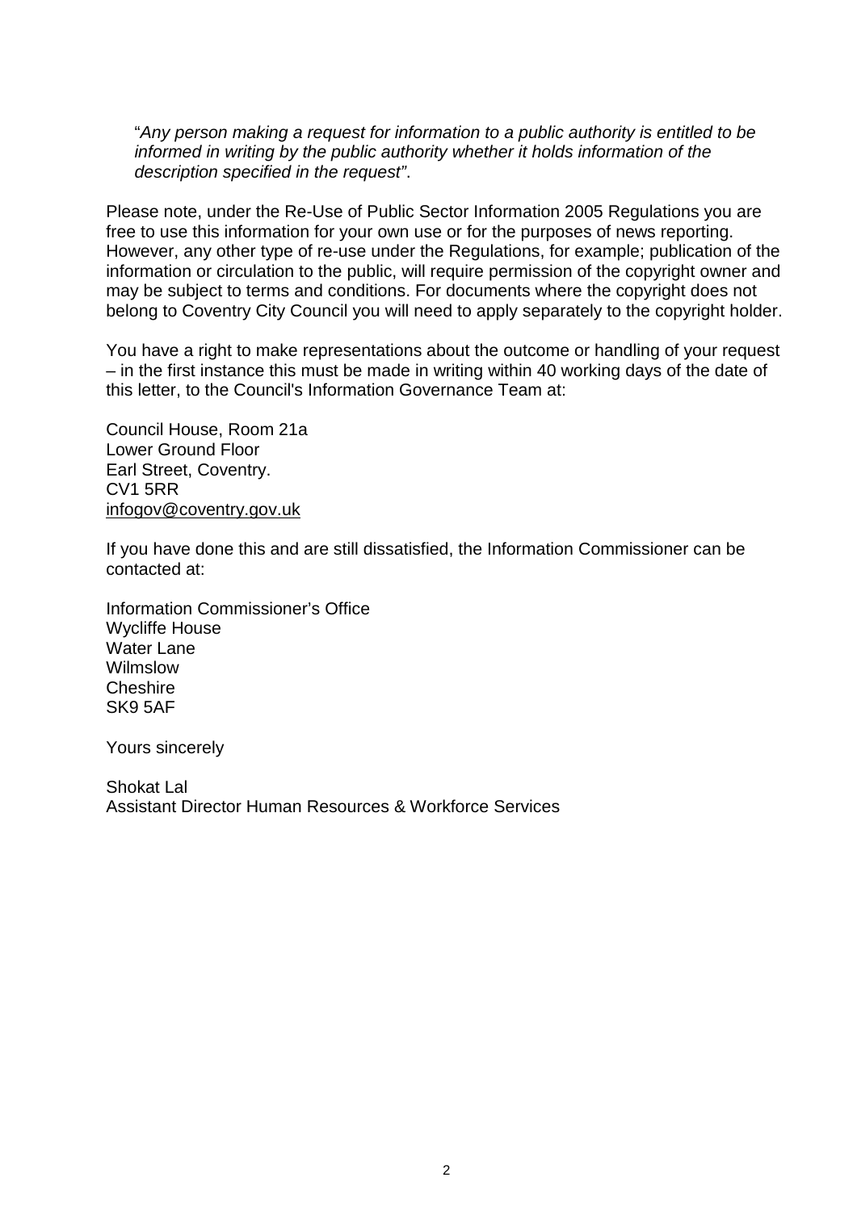"*Any person making a request for information to a public authority is entitled to be informed in writing by the public authority whether it holds information of the description specified in the request"*.

Please note, under the Re-Use of Public Sector Information 2005 Regulations you are free to use this information for your own use or for the purposes of news reporting. However, any other type of re-use under the Regulations, for example; publication of the information or circulation to the public, will require permission of the copyright owner and may be subject to terms and conditions. For documents where the copyright does not belong to Coventry City Council you will need to apply separately to the copyright holder.

You have a right to make representations about the outcome or handling of your request – in the first instance this must be made in writing within 40 working days of the date of this letter, to the Council's Information Governance Team at:

Council House, Room 21a
Lower Ground Floor
Earl Street, Coventry.
CV1 5RR
infogov@coventry.gov.uk

If you have done this and are still dissatisfied, the Information Commissioner can be contacted at:

Information Commissioner's Office
Wycliffe House
Water Lane
Wilmslow
Cheshire
SK9 5AF

Yours sincerely

Shokat Lal
Assistant Director Human Resources & Workforce Services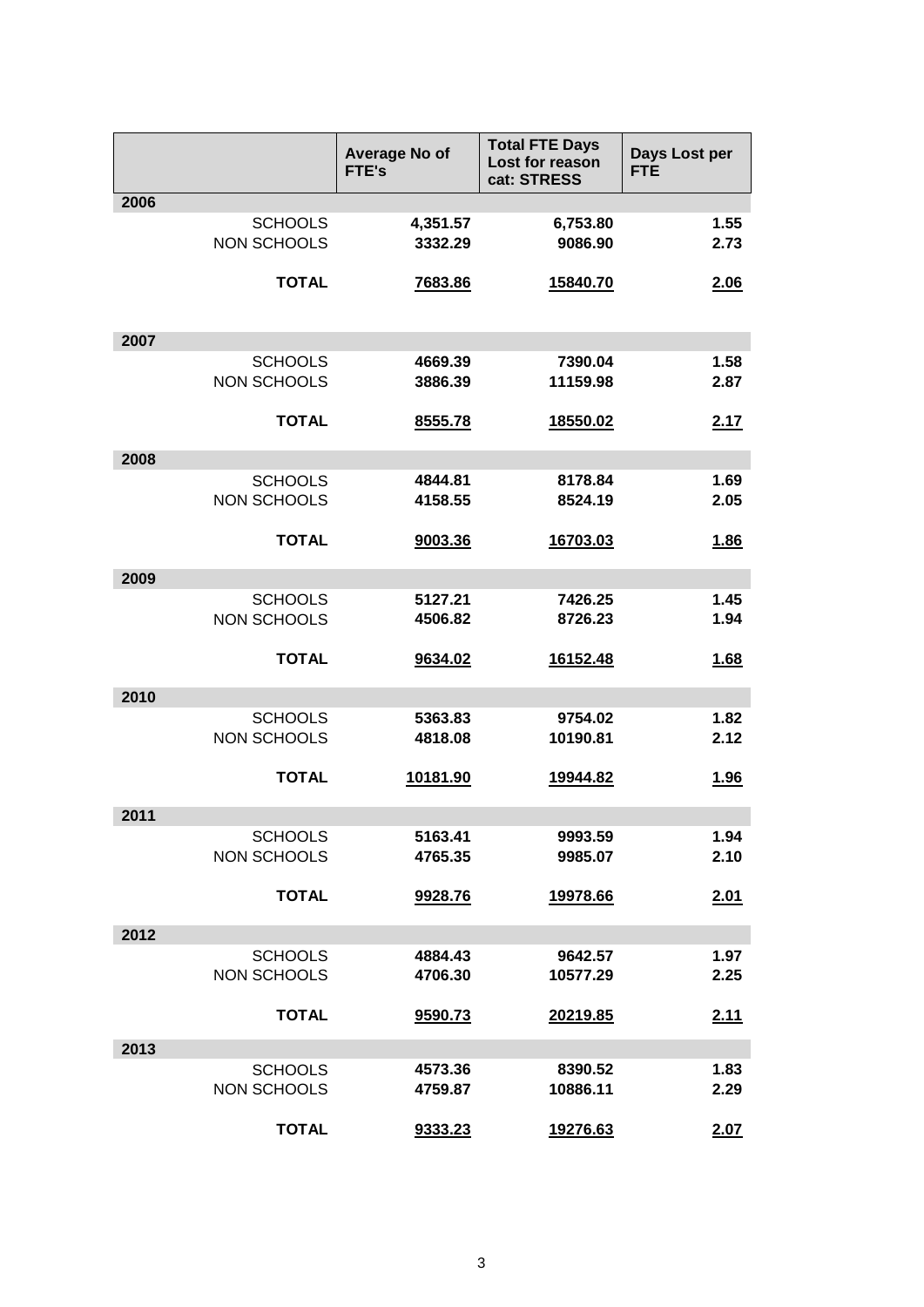| | Average No of FTE's | Total FTE Days Lost for reason cat: STRESS | Days Lost per FTE |
|---|---|---|---|
| **2006** | | | |
| SCHOOLS | **4,351.57** | **6,753.80** | **1.55** |
| NON SCHOOLS | **3332.29** | **9086.90** | **2.73** |
| **TOTAL** | **7683.86** | **15840.70** | **2.06** |
| **2007** | | | |
| SCHOOLS | **4669.39** | **7390.04** | **1.58** |
| NON SCHOOLS | **3886.39** | **11159.98** | **2.87** |
| **TOTAL** | **8555.78** | **18550.02** | **2.17** |
| **2008** | | | |
| SCHOOLS | **4844.81** | **8178.84** | **1.69** |
| NON SCHOOLS | **4158.55** | **8524.19** | **2.05** |
| **TOTAL** | **9003.36** | **16703.03** | **1.86** |
| **2009** | | | |
| SCHOOLS | **5127.21** | **7426.25** | **1.45** |
| NON SCHOOLS | **4506.82** | **8726.23** | **1.94** |
| **TOTAL** | **9634.02** | **16152.48** | **1.68** |
| **2010** | | | |
| SCHOOLS | **5363.83** | **9754.02** | **1.82** |
| NON SCHOOLS | **4818.08** | **10190.81** | **2.12** |
| **TOTAL** | **10181.90** | **19944.82** | **1.96** |
| **2011** | | | |
| SCHOOLS | **5163.41** | **9993.59** | **1.94** |
| NON SCHOOLS | **4765.35** | **9985.07** | **2.10** |
| **TOTAL** | **9928.76** | **19978.66** | **2.01** |
| **2012** | | | |
| SCHOOLS | **4884.43** | **9642.57** | **1.97** |
| NON SCHOOLS | **4706.30** | **10577.29** | **2.25** |
| **TOTAL** | **9590.73** | **20219.85** | **2.11** |
| **2013** | | | |
| SCHOOLS | **4573.36** | **8390.52** | **1.83** |
| NON SCHOOLS | **4759.87** | **10886.11** | **2.29** |
| **TOTAL** | **9333.23** | **19276.63** | **2.07** |